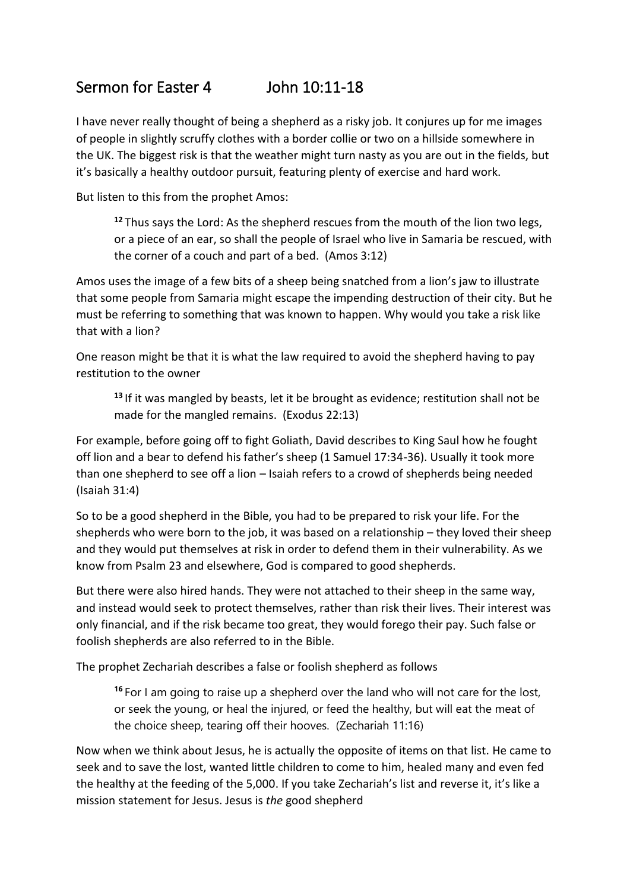# Sermon for Easter 4 John 10:11-18

I have never really thought of being a shepherd as a risky job. It conjures up for me images of people in slightly scruffy clothes with a border collie or two on a hillside somewhere in the UK. The biggest risk is that the weather might turn nasty as you are out in the fields, but it's basically a healthy outdoor pursuit, featuring plenty of exercise and hard work.

But listen to this from the prophet Amos:

> **12** Thus says the Lord: As the shepherd rescues from the mouth of the lion two legs, or a piece of an ear, so shall the people of Israel who live in Samaria be rescued, with the corner of a couch and part of a bed. (Amos 3:12)

Amos uses the image of a few bits of a sheep being snatched from a lion's jaw to illustrate that some people from Samaria might escape the impending destruction of their city. But he must be referring to something that was known to happen. Why would you take a risk like that with a lion?

One reason might be that it is what the law required to avoid the shepherd having to pay restitution to the owner

> **13** If it was mangled by beasts, let it be brought as evidence; restitution shall not be made for the mangled remains. (Exodus 22:13)

For example, before going off to fight Goliath, David describes to King Saul how he fought off lion and a bear to defend his father's sheep (1 Samuel 17:34-36). Usually it took more than one shepherd to see off a lion – Isaiah refers to a crowd of shepherds being needed (Isaiah 31:4)

So to be a good shepherd in the Bible, you had to be prepared to risk your life. For the shepherds who were born to the job, it was based on a relationship – they loved their sheep and they would put themselves at risk in order to defend them in their vulnerability. As we know from Psalm 23 and elsewhere, God is compared to good shepherds.

But there were also hired hands. They were not attached to their sheep in the same way, and instead would seek to protect themselves, rather than risk their lives. Their interest was only financial, and if the risk became too great, they would forego their pay. Such false or foolish shepherds are also referred to in the Bible.

The prophet Zechariah describes a false or foolish shepherd as follows

> **16** For I am going to raise up a shepherd over the land who will not care for the lost, or seek the young, or heal the injured, or feed the healthy, but will eat the meat of the choice sheep, tearing off their hooves. (Zechariah 11:16)

Now when we think about Jesus, he is actually the opposite of items on that list. He came to seek and to save the lost, wanted little children to come to him, healed many and even fed the healthy at the feeding of the 5,000. If you take Zechariah's list and reverse it, it's like a mission statement for Jesus. Jesus is *the* good shepherd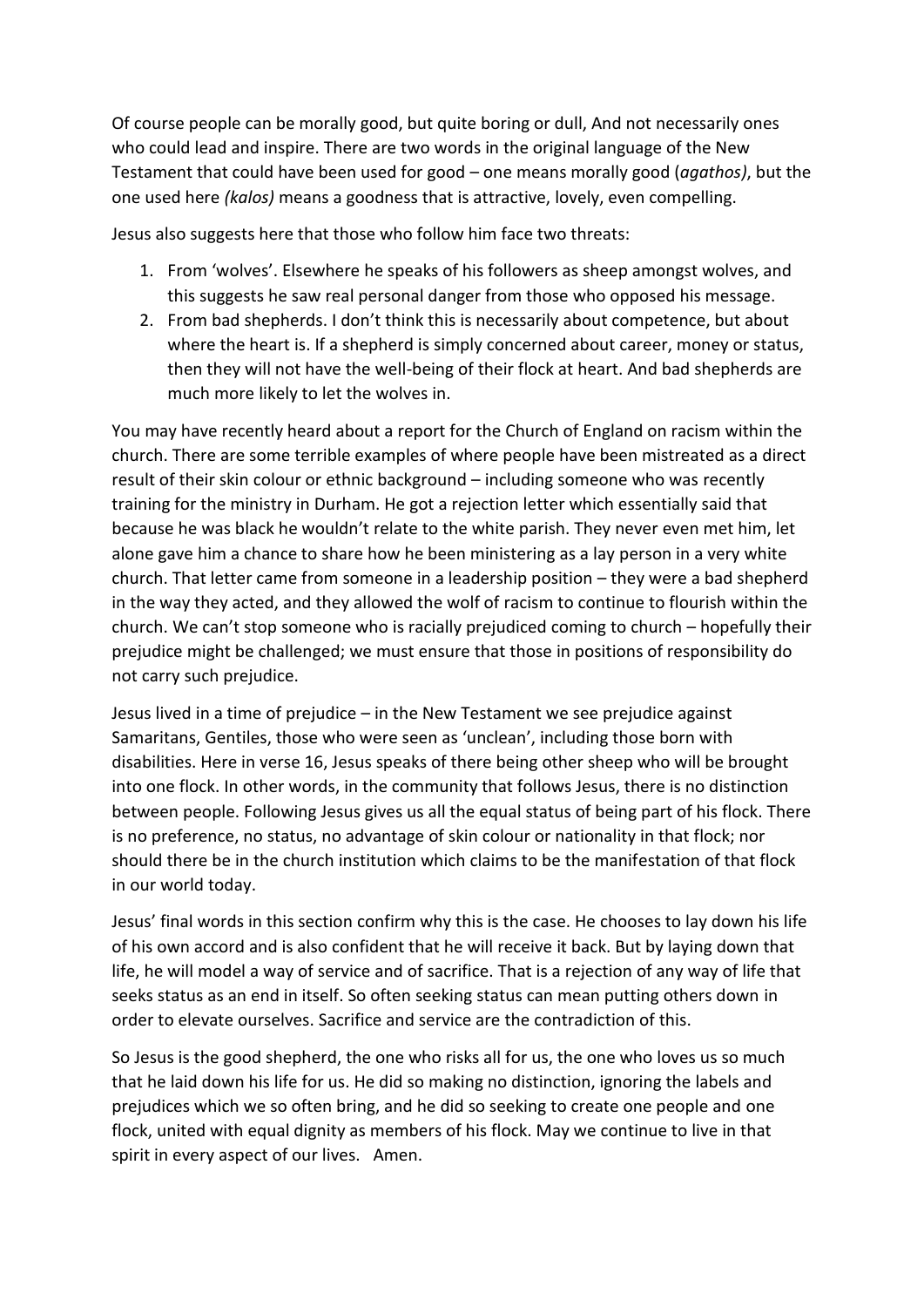Of course people can be morally good, but quite boring or dull, And not necessarily ones who could lead and inspire. There are two words in the original language of the New Testament that could have been used for good – one means morally good (*agathos)*, but the one used here *(kalos)* means a goodness that is attractive, lovely, even compelling.

Jesus also suggests here that those who follow him face two threats:

1. From 'wolves'. Elsewhere he speaks of his followers as sheep amongst wolves, and this suggests he saw real personal danger from those who opposed his message.
2. From bad shepherds. I don't think this is necessarily about competence, but about where the heart is. If a shepherd is simply concerned about career, money or status, then they will not have the well-being of their flock at heart. And bad shepherds are much more likely to let the wolves in.

You may have recently heard about a report for the Church of England on racism within the church. There are some terrible examples of where people have been mistreated as a direct result of their skin colour or ethnic background – including someone who was recently training for the ministry in Durham. He got a rejection letter which essentially said that because he was black he wouldn't relate to the white parish. They never even met him, let alone gave him a chance to share how he been ministering as a lay person in a very white church. That letter came from someone in a leadership position – they were a bad shepherd in the way they acted, and they allowed the wolf of racism to continue to flourish within the church. We can't stop someone who is racially prejudiced coming to church – hopefully their prejudice might be challenged; we must ensure that those in positions of responsibility do not carry such prejudice.

Jesus lived in a time of prejudice – in the New Testament we see prejudice against Samaritans, Gentiles, those who were seen as 'unclean', including those born with disabilities. Here in verse 16, Jesus speaks of there being other sheep who will be brought into one flock. In other words, in the community that follows Jesus, there is no distinction between people. Following Jesus gives us all the equal status of being part of his flock. There is no preference, no status, no advantage of skin colour or nationality in that flock; nor should there be in the church institution which claims to be the manifestation of that flock in our world today.

Jesus' final words in this section confirm why this is the case. He chooses to lay down his life of his own accord and is also confident that he will receive it back. But by laying down that life, he will model a way of service and of sacrifice. That is a rejection of any way of life that seeks status as an end in itself. So often seeking status can mean putting others down in order to elevate ourselves. Sacrifice and service are the contradiction of this.

So Jesus is the good shepherd, the one who risks all for us, the one who loves us so much that he laid down his life for us. He did so making no distinction, ignoring the labels and prejudices which we so often bring, and he did so seeking to create one people and one flock, united with equal dignity as members of his flock. May we continue to live in that spirit in every aspect of our lives. Amen.